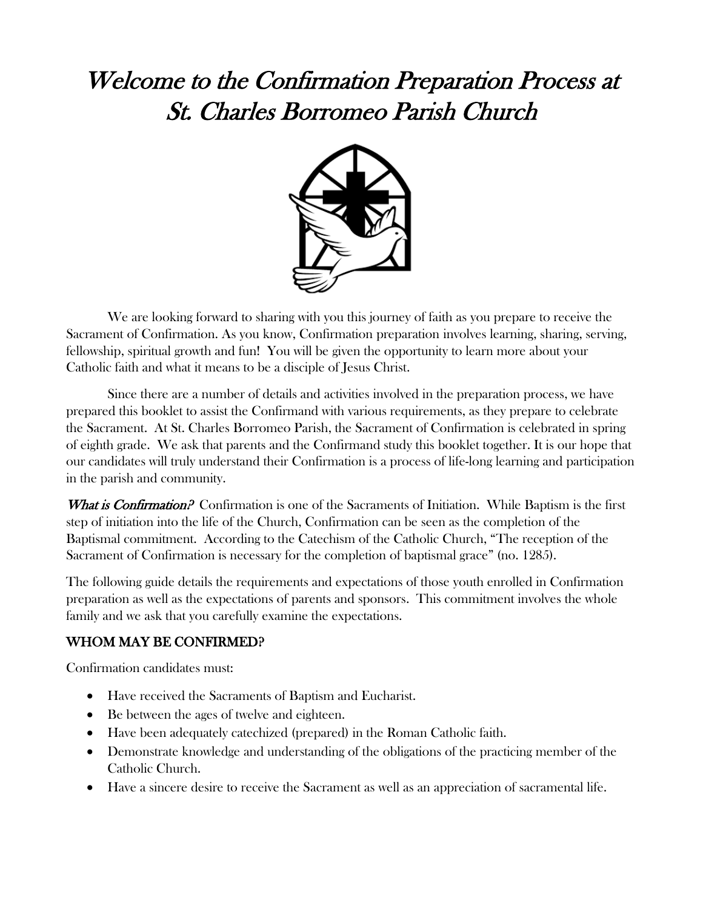# *Welcome to the Confirmation Preparation Process at St. Charles Borromeo Parish Church*

We are looking forward to sharing with you this journey of faith as you prepare to receive the Sacrament of Confirmation. As you know, Confirmation preparation involves learning, sharing, serving, fellowship, spiritual growth and fun! You will be given the opportunity to learn more about your Catholic faith and what it means to be a disciple of Jesus Christ.

Since there are a number of details and activities involved in the preparation process, we have prepared this booklet to assist the Confirmand with various requirements, as they prepare to celebrate the Sacrament. At St. Charles Borromeo Parish, the Sacrament of Confirmation is celebrated in spring of eighth grade. We ask that parents and the Confirmand study this booklet together. It is our hope that our candidates will truly understand their Confirmation is a process of life-long learning and participation in the parish and community.

***What is Confirmation?*** Confirmation is one of the Sacraments of Initiation. While Baptism is the first step of initiation into the life of the Church, Confirmation can be seen as the completion of the Baptismal commitment. According to the Catechism of the Catholic Church, "The reception of the Sacrament of Confirmation is necessary for the completion of baptismal grace" (no. 1285).

The following guide details the requirements and expectations of those youth enrolled in Confirmation preparation as well as the expectations of parents and sponsors. This commitment involves the whole family and we ask that you carefully examine the expectations.

## WHOM MAY BE CONFIRMED?

Confirmation candidates must:

- Have received the Sacraments of Baptism and Eucharist.
- Be between the ages of twelve and eighteen.
- Have been adequately catechized (prepared) in the Roman Catholic faith.
- Demonstrate knowledge and understanding of the obligations of the practicing member of the Catholic Church.
- Have a sincere desire to receive the Sacrament as well as an appreciation of sacramental life.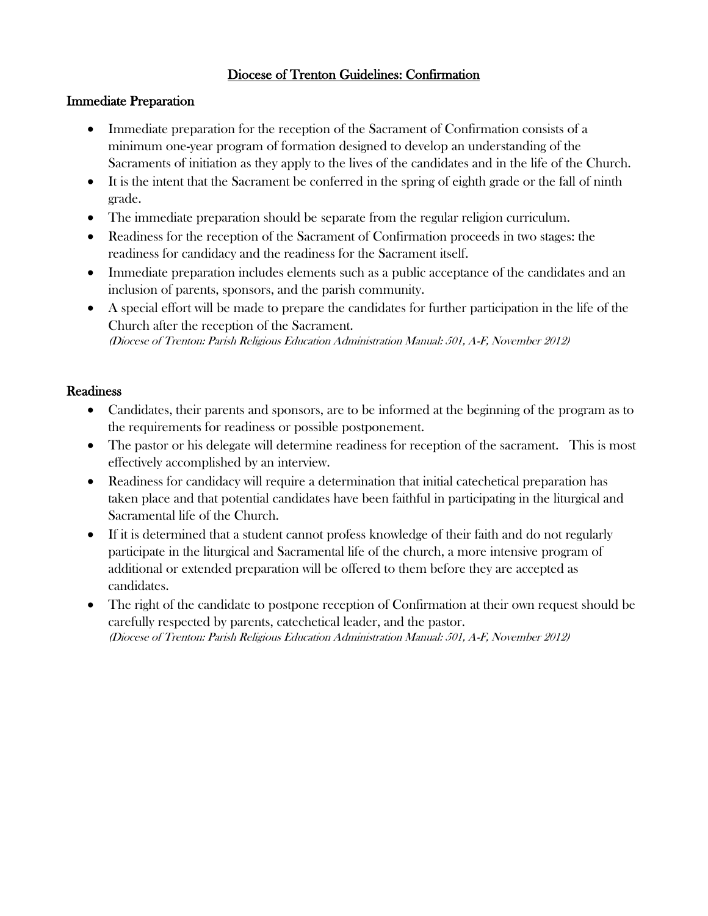# Diocese of Trenton Guidelines: Confirmation

## Immediate Preparation

- Immediate preparation for the reception of the Sacrament of Confirmation consists of a minimum one-year program of formation designed to develop an understanding of the Sacraments of initiation as they apply to the lives of the candidates and in the life of the Church.
- It is the intent that the Sacrament be conferred in the spring of eighth grade or the fall of ninth grade.
- The immediate preparation should be separate from the regular religion curriculum.
- Readiness for the reception of the Sacrament of Confirmation proceeds in two stages: the readiness for candidacy and the readiness for the Sacrament itself.
- Immediate preparation includes elements such as a public acceptance of the candidates and an inclusion of parents, sponsors, and the parish community.
- A special effort will be made to prepare the candidates for further participation in the life of the Church after the reception of the Sacrament.
  *(Diocese of Trenton: Parish Religious Education Administration Manual: 501, A-F, November 2012)*

## Readiness

- Candidates, their parents and sponsors, are to be informed at the beginning of the program as to the requirements for readiness or possible postponement.
- The pastor or his delegate will determine readiness for reception of the sacrament. This is most effectively accomplished by an interview.
- Readiness for candidacy will require a determination that initial catechetical preparation has taken place and that potential candidates have been faithful in participating in the liturgical and Sacramental life of the Church.
- If it is determined that a student cannot profess knowledge of their faith and do not regularly participate in the liturgical and Sacramental life of the church, a more intensive program of additional or extended preparation will be offered to them before they are accepted as candidates.
- The right of the candidate to postpone reception of Confirmation at their own request should be carefully respected by parents, catechetical leader, and the pastor.
  *(Diocese of Trenton: Parish Religious Education Administration Manual: 501, A-F, November 2012)*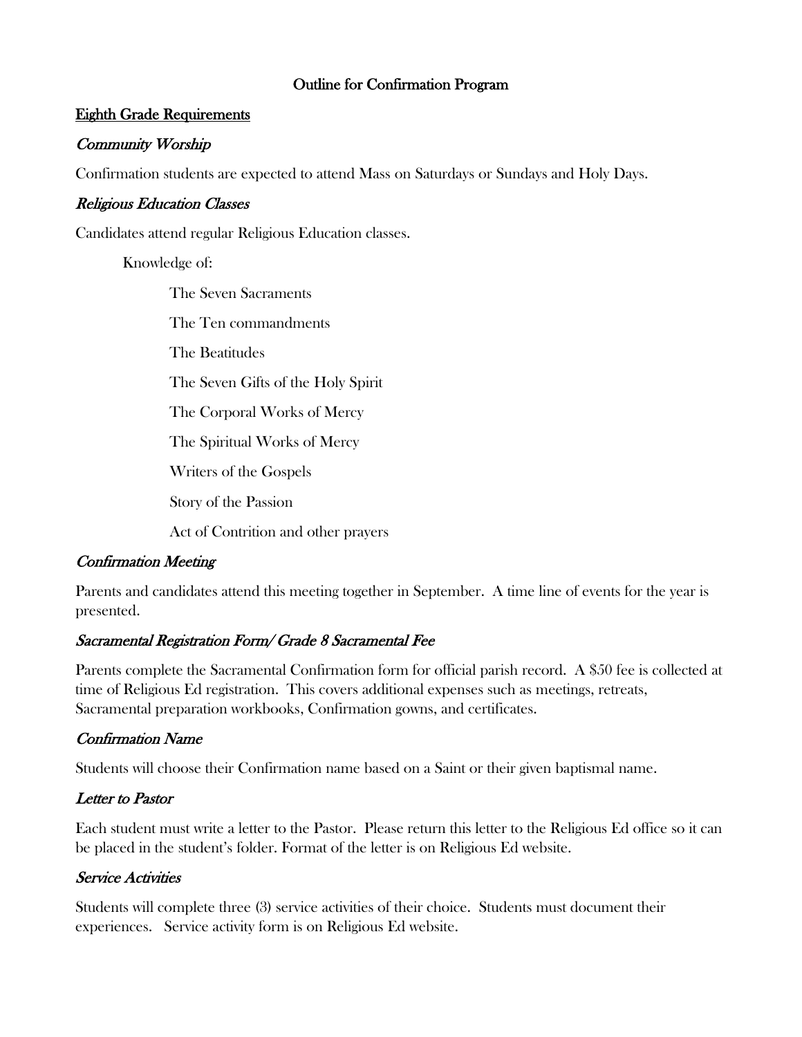# Outline for Confirmation Program

## Eighth Grade Requirements

### *Community Worship*

Confirmation students are expected to attend Mass on Saturdays or Sundays and Holy Days.

### *Religious Education Classes*

Candidates attend regular Religious Education classes.

Knowledge of:

- The Seven Sacraments
- The Ten commandments
- The Beatitudes
- The Seven Gifts of the Holy Spirit
- The Corporal Works of Mercy
- The Spiritual Works of Mercy
- Writers of the Gospels
- Story of the Passion
- Act of Contrition and other prayers

### *Confirmation Meeting*

Parents and candidates attend this meeting together in September. A time line of events for the year is presented.

### *Sacramental Registration Form/ Grade 8 Sacramental Fee*

Parents complete the Sacramental Confirmation form for official parish record. A $50 fee is collected at time of Religious Ed registration. This covers additional expenses such as meetings, retreats, Sacramental preparation workbooks, Confirmation gowns, and certificates.

### *Confirmation Name*

Students will choose their Confirmation name based on a Saint or their given baptismal name.

### *Letter to Pastor*

Each student must write a letter to the Pastor. Please return this letter to the Religious Ed office so it can be placed in the student's folder. Format of the letter is on Religious Ed website.

### *Service Activities*

Students will complete three (3) service activities of their choice. Students must document their experiences. Service activity form is on Religious Ed website.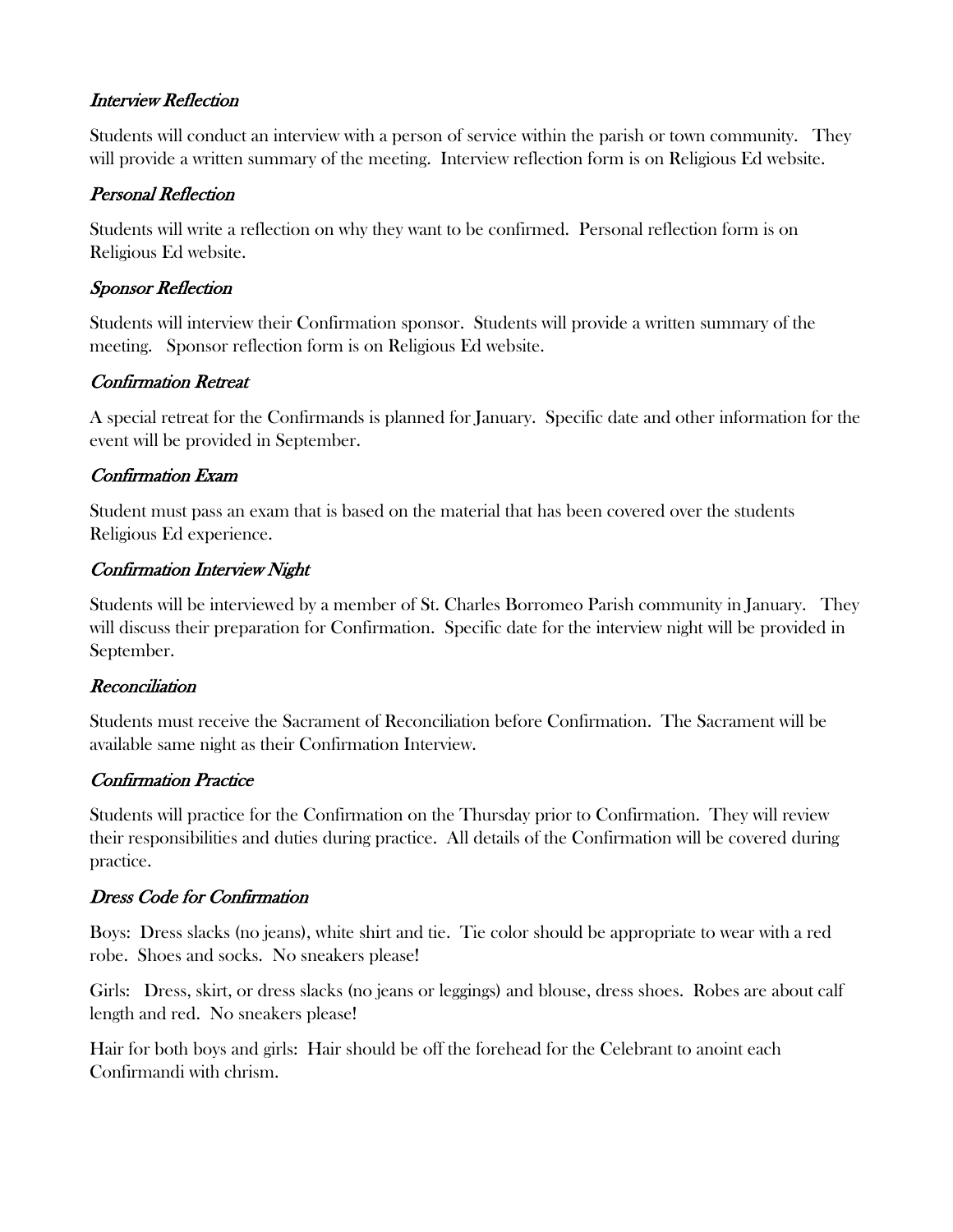### *Interview Reflection*

Students will conduct an interview with a person of service within the parish or town community. They will provide a written summary of the meeting. Interview reflection form is on Religious Ed website.

### *Personal Reflection*

Students will write a reflection on why they want to be confirmed. Personal reflection form is on Religious Ed website.

### *Sponsor Reflection*

Students will interview their Confirmation sponsor. Students will provide a written summary of the meeting. Sponsor reflection form is on Religious Ed website.

### *Confirmation Retreat*

A special retreat for the Confirmands is planned for January. Specific date and other information for the event will be provided in September.

### *Confirmation Exam*

Student must pass an exam that is based on the material that has been covered over the students Religious Ed experience.

### *Confirmation Interview Night*

Students will be interviewed by a member of St. Charles Borromeo Parish community in January. They will discuss their preparation for Confirmation. Specific date for the interview night will be provided in September.

### *Reconciliation*

Students must receive the Sacrament of Reconciliation before Confirmation. The Sacrament will be available same night as their Confirmation Interview.

### *Confirmation Practice*

Students will practice for the Confirmation on the Thursday prior to Confirmation. They will review their responsibilities and duties during practice. All details of the Confirmation will be covered during practice.

### *Dress Code for Confirmation*

Boys: Dress slacks (no jeans), white shirt and tie. Tie color should be appropriate to wear with a red robe. Shoes and socks. No sneakers please!

Girls: Dress, skirt, or dress slacks (no jeans or leggings) and blouse, dress shoes. Robes are about calf length and red. No sneakers please!

Hair for both boys and girls: Hair should be off the forehead for the Celebrant to anoint each Confirmandi with chrism.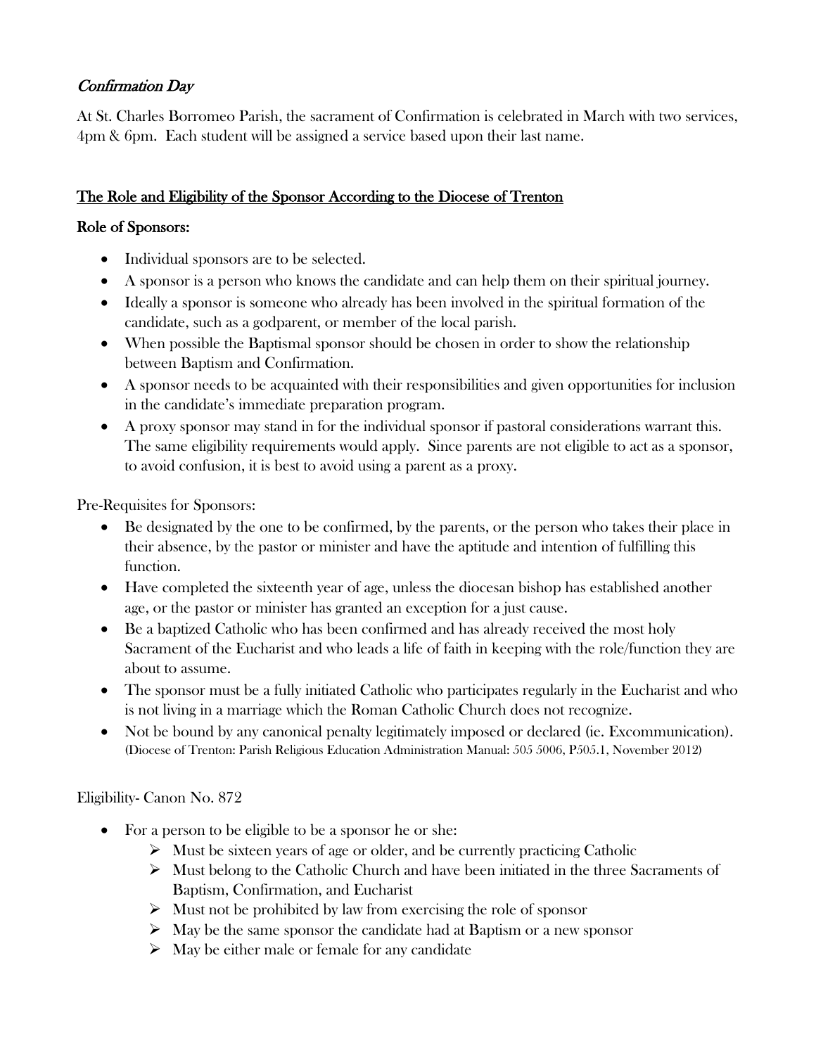## *Confirmation Day*

At St. Charles Borromeo Parish, the sacrament of Confirmation is celebrated in March with two services, 4pm & 6pm. Each student will be assigned a service based upon their last name.

## The Role and Eligibility of the Sponsor According to the Diocese of Trenton

### Role of Sponsors:

- Individual sponsors are to be selected.
- A sponsor is a person who knows the candidate and can help them on their spiritual journey.
- Ideally a sponsor is someone who already has been involved in the spiritual formation of the candidate, such as a godparent, or member of the local parish.
- When possible the Baptismal sponsor should be chosen in order to show the relationship between Baptism and Confirmation.
- A sponsor needs to be acquainted with their responsibilities and given opportunities for inclusion in the candidate's immediate preparation program.
- A proxy sponsor may stand in for the individual sponsor if pastoral considerations warrant this. The same eligibility requirements would apply. Since parents are not eligible to act as a sponsor, to avoid confusion, it is best to avoid using a parent as a proxy.

Pre-Requisites for Sponsors:

- Be designated by the one to be confirmed, by the parents, or the person who takes their place in their absence, by the pastor or minister and have the aptitude and intention of fulfilling this function.
- Have completed the sixteenth year of age, unless the diocesan bishop has established another age, or the pastor or minister has granted an exception for a just cause.
- Be a baptized Catholic who has been confirmed and has already received the most holy Sacrament of the Eucharist and who leads a life of faith in keeping with the role/function they are about to assume.
- The sponsor must be a fully initiated Catholic who participates regularly in the Eucharist and who is not living in a marriage which the Roman Catholic Church does not recognize.
- Not be bound by any canonical penalty legitimately imposed or declared (ie. Excommunication). (Diocese of Trenton: Parish Religious Education Administration Manual: 505 5006, P505.1, November 2012)

Eligibility- Canon No. 872

- For a person to be eligible to be a sponsor he or she:
  - Must be sixteen years of age or older, and be currently practicing Catholic
  - Must belong to the Catholic Church and have been initiated in the three Sacraments of Baptism, Confirmation, and Eucharist
  - Must not be prohibited by law from exercising the role of sponsor
  - May be the same sponsor the candidate had at Baptism or a new sponsor
  - May be either male or female for any candidate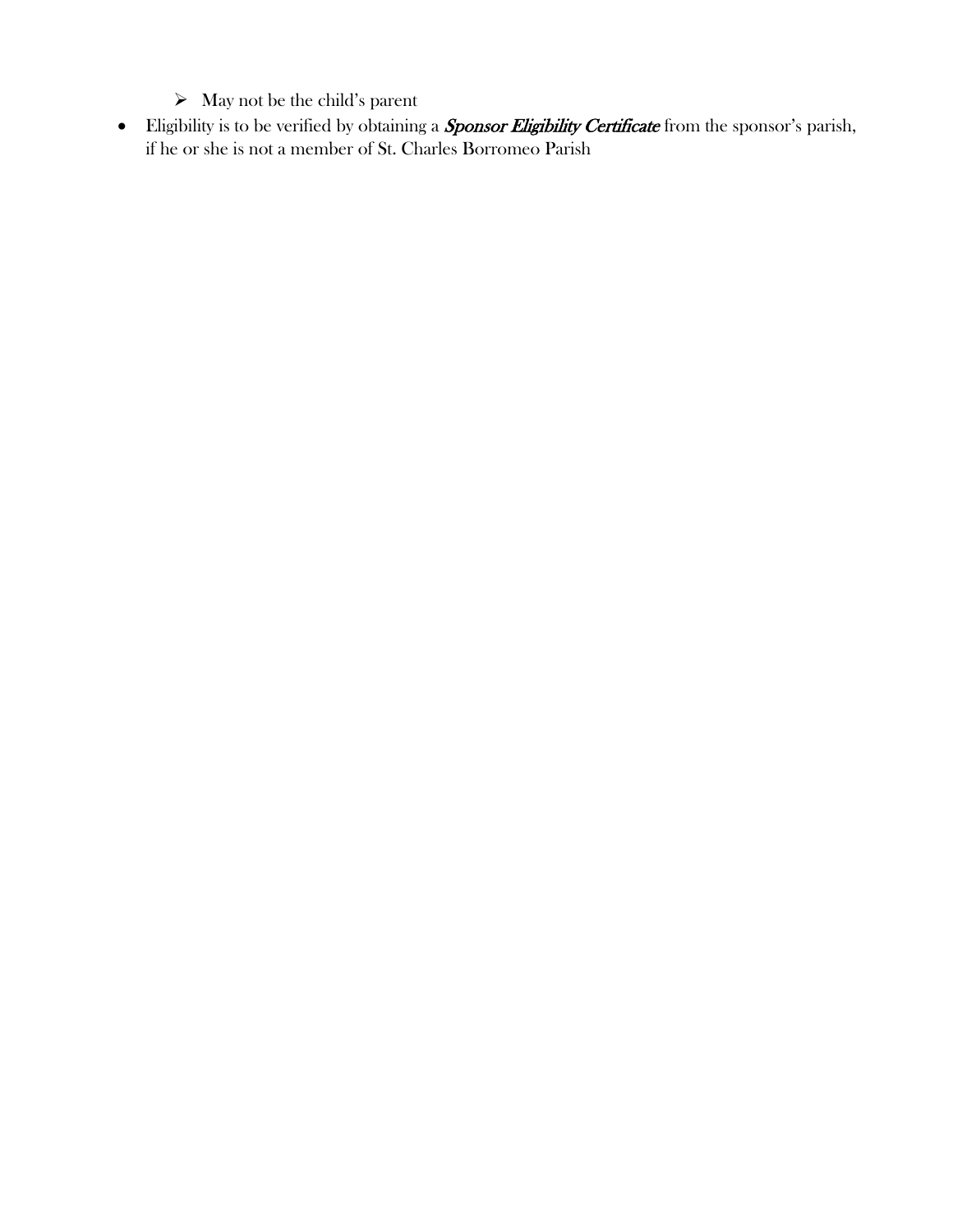- May not be the child's parent
- Eligibility is to be verified by obtaining a ***Sponsor Eligibility Certificate*** from the sponsor's parish, if he or she is not a member of St. Charles Borromeo Parish